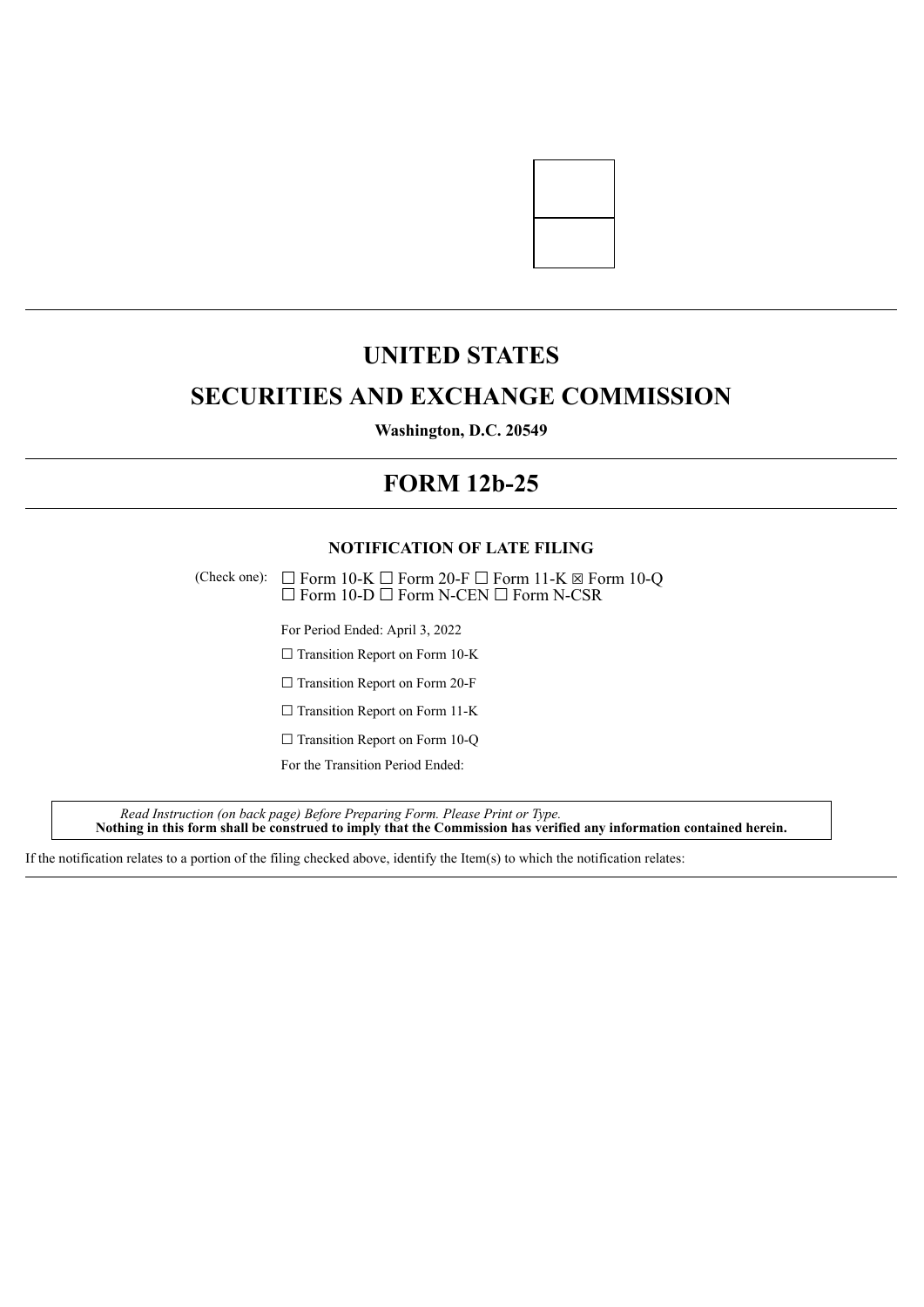# UNITED STATES

# SECURITIES AND EXCHANGE COMMISSION

**Washington, D.C. 20549**

# FORM 12b-25

**NOTIFICATION OF LATE FILING**

(Check one): ☐ Form 10-K ☐ Form 20-F ☐ Form 11-K ☒ Form 10-Q
☐ Form 10-D ☐ Form N-CEN ☐ Form N-CSR

For Period Ended: April 3, 2022

☐ Transition Report on Form 10-K

☐ Transition Report on Form 20-F

☐ Transition Report on Form 11-K

☐ Transition Report on Form 10-Q

For the Transition Period Ended:

*Read Instruction (on back page) Before Preparing Form. Please Print or Type.*
**Nothing in this form shall be construed to imply that the Commission has verified any information contained herein.**

If the notification relates to a portion of the filing checked above, identify the Item(s) to which the notification relates: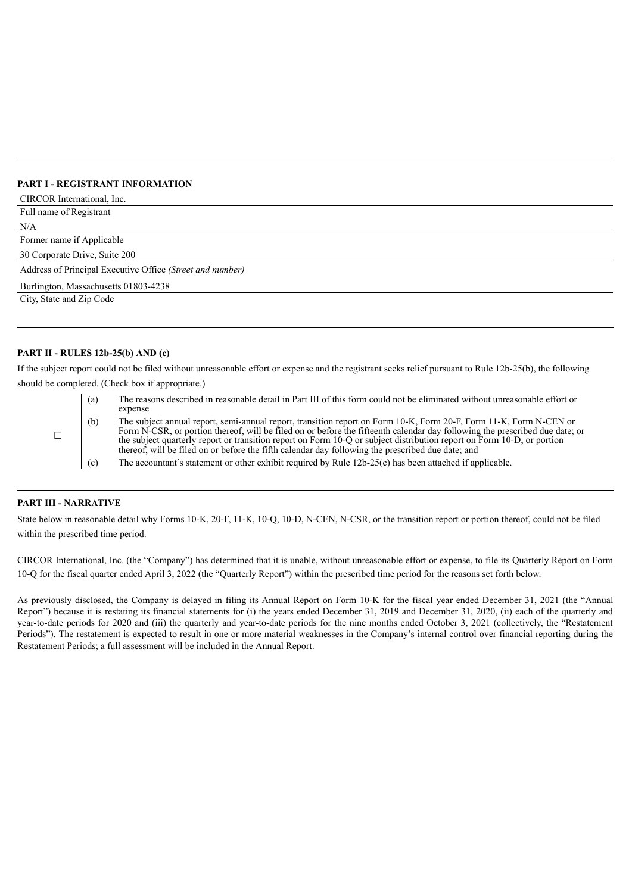## PART I - REGISTRANT INFORMATION

CIRCOR International, Inc.

Full name of Registrant

N/A

Former name if Applicable

30 Corporate Drive, Suite 200

Address of Principal Executive Office *(Street and number)*

Burlington, Massachusetts 01803-4238

City, State and Zip Code

## PART II - RULES 12b-25(b) AND (c)

If the subject report could not be filed without unreasonable effort or expense and the registrant seeks relief pursuant to Rule 12b-25(b), the following should be completed. (Check box if appropriate.)

☐

(a) The reasons described in reasonable detail in Part III of this form could not be eliminated without unreasonable effort or expense

(b) The subject annual report, semi-annual report, transition report on Form 10-K, Form 20-F, Form 11-K, Form N-CEN or Form N-CSR, or portion thereof, will be filed on or before the fifteenth calendar day following the prescribed due date; or the subject quarterly report or transition report on Form 10-Q or subject distribution report on Form 10-D, or portion thereof, will be filed on or before the fifth calendar day following the prescribed due date; and

(c) The accountant's statement or other exhibit required by Rule 12b-25(c) has been attached if applicable.

## PART III - NARRATIVE

State below in reasonable detail why Forms 10-K, 20-F, 11-K, 10-Q, 10-D, N-CEN, N-CSR, or the transition report or portion thereof, could not be filed within the prescribed time period.

CIRCOR International, Inc. (the "Company") has determined that it is unable, without unreasonable effort or expense, to file its Quarterly Report on Form 10-Q for the fiscal quarter ended April 3, 2022 (the "Quarterly Report") within the prescribed time period for the reasons set forth below.

As previously disclosed, the Company is delayed in filing its Annual Report on Form 10-K for the fiscal year ended December 31, 2021 (the "Annual Report") because it is restating its financial statements for (i) the years ended December 31, 2019 and December 31, 2020, (ii) each of the quarterly and year-to-date periods for 2020 and (iii) the quarterly and year-to-date periods for the nine months ended October 3, 2021 (collectively, the "Restatement Periods"). The restatement is expected to result in one or more material weaknesses in the Company's internal control over financial reporting during the Restatement Periods; a full assessment will be included in the Annual Report.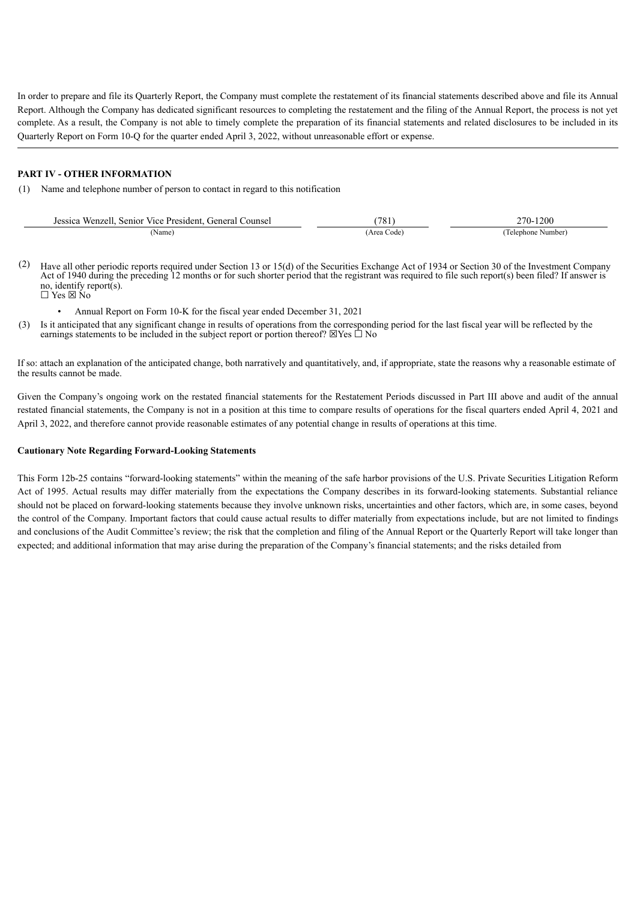In order to prepare and file its Quarterly Report, the Company must complete the restatement of its financial statements described above and file its Annual Report. Although the Company has dedicated significant resources to completing the restatement and the filing of the Annual Report, the process is not yet complete. As a result, the Company is not able to timely complete the preparation of its financial statements and related disclosures to be included in its Quarterly Report on Form 10-Q for the quarter ended April 3, 2022, without unreasonable effort or expense.

---

**PART IV - OTHER INFORMATION**

(1) Name and telephone number of person to contact in regard to this notification

| Jessica Wenzell, Senior Vice President, General Counsel | (781) | 270-1200 |
|---|---|---|
| (Name) | (Area Code) | (Telephone Number) |

(2) Have all other periodic reports required under Section 13 or 15(d) of the Securities Exchange Act of 1934 or Section 30 of the Investment Company Act of 1940 during the preceding 12 months or for such shorter period that the registrant was required to file such report(s) been filed? If answer is no, identify report(s).
☐ Yes ☒ No

- Annual Report on Form 10-K for the fiscal year ended December 31, 2021

(3) Is it anticipated that any significant change in results of operations from the corresponding period for the last fiscal year will be reflected by the earnings statements to be included in the subject report or portion thereof? ☒Yes ☐ No

If so: attach an explanation of the anticipated change, both narratively and quantitatively, and, if appropriate, state the reasons why a reasonable estimate of the results cannot be made.

Given the Company's ongoing work on the restated financial statements for the Restatement Periods discussed in Part III above and audit of the annual restated financial statements, the Company is not in a position at this time to compare results of operations for the fiscal quarters ended April 4, 2021 and April 3, 2022, and therefore cannot provide reasonable estimates of any potential change in results of operations at this time.

**Cautionary Note Regarding Forward-Looking Statements**

This Form 12b-25 contains "forward-looking statements" within the meaning of the safe harbor provisions of the U.S. Private Securities Litigation Reform Act of 1995. Actual results may differ materially from the expectations the Company describes in its forward-looking statements. Substantial reliance should not be placed on forward-looking statements because they involve unknown risks, uncertainties and other factors, which are, in some cases, beyond the control of the Company. Important factors that could cause actual results to differ materially from expectations include, but are not limited to findings and conclusions of the Audit Committee's review; the risk that the completion and filing of the Annual Report or the Quarterly Report will take longer than expected; and additional information that may arise during the preparation of the Company's financial statements; and the risks detailed from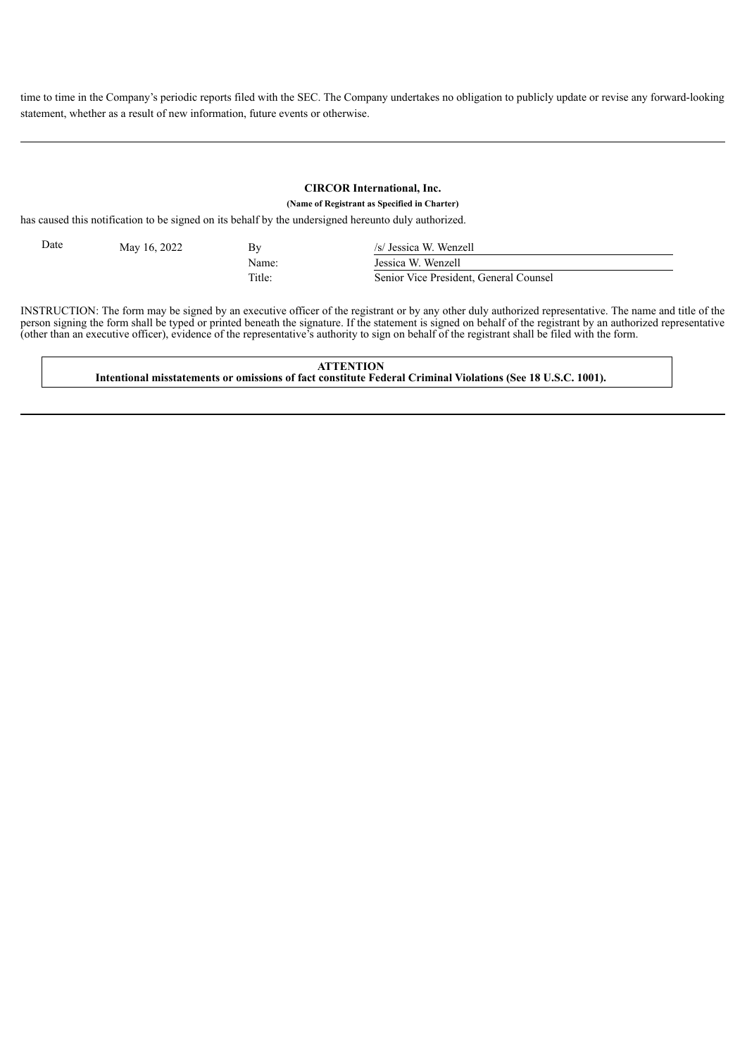time to time in the Company's periodic reports filed with the SEC. The Company undertakes no obligation to publicly update or revise any forward-looking statement, whether as a result of new information, future events or otherwise.

---

**CIRCOR International, Inc.**

**(Name of Registrant as Specified in Charter)**

has caused this notification to be signed on its behalf by the undersigned hereunto duly authorized.

| | | | |
|---|---|---|---|
| Date | May 16, 2022 | By | /s/ Jessica W. Wenzell |
| | | Name: | Jessica W. Wenzell |
| | | Title: | Senior Vice President, General Counsel |

INSTRUCTION: The form may be signed by an executive officer of the registrant or by any other duly authorized representative. The name and title of the person signing the form shall be typed or printed beneath the signature. If the statement is signed on behalf of the registrant by an authorized representative (other than an executive officer), evidence of the representative's authority to sign on behalf of the registrant shall be filed with the form.

**ATTENTION**
**Intentional misstatements or omissions of fact constitute Federal Criminal Violations (See 18 U.S.C. 1001).**